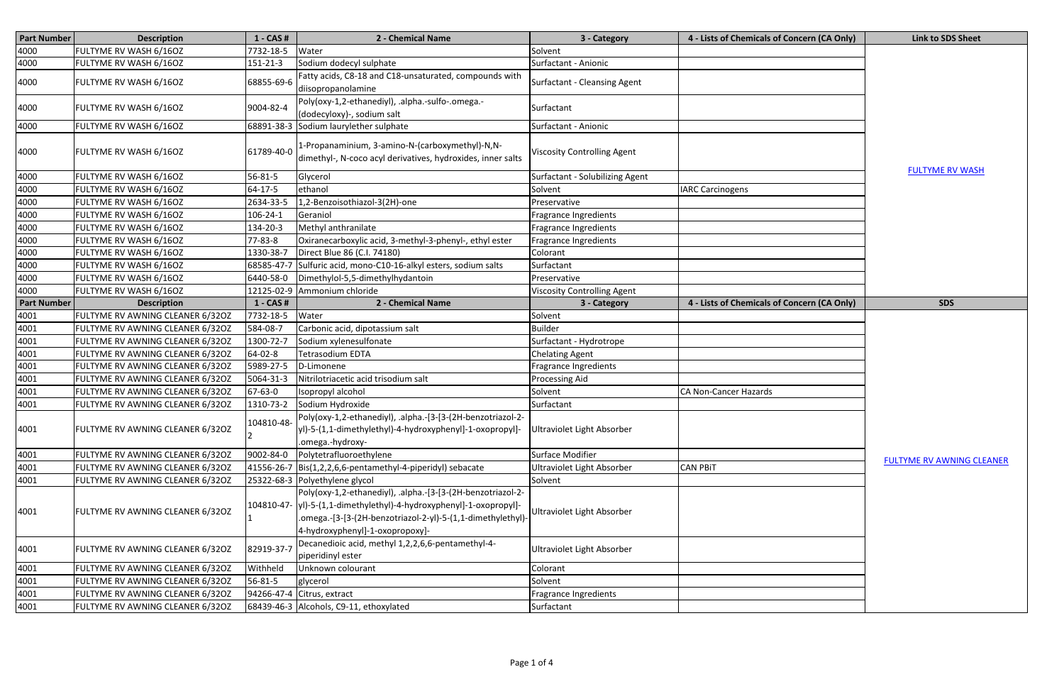| Part Number | Description | 1 - CAS # | 2 - Chemical Name | 3 - Category | 4 - Lists of Chemicals of Concern (CA Only) | Link to SDS Sheet |
|---|---|---|---|---|---|---|
| 4000 | FULTYME RV WASH 6/16OZ | 7732-18-5 | Water | Solvent | | FULTYME RV WASH |
| 4000 | FULTYME RV WASH 6/16OZ | 151-21-3 | Sodium dodecyl sulphate | Surfactant - Anionic | | |
| 4000 | FULTYME RV WASH 6/16OZ | 68855-69-6 | Fatty acids, C8-18 and C18-unsaturated, compounds with diisopropanolamine | Surfactant - Cleansing Agent | | |
| 4000 | FULTYME RV WASH 6/16OZ | 9004-82-4 | Poly(oxy-1,2-ethanediyl), .alpha.-sulfo-.omega.-(dodecyloxy)-, sodium salt | Surfactant | | |
| 4000 | FULTYME RV WASH 6/16OZ | 68891-38-3 | Sodium laurylether sulphate | Surfactant - Anionic | | |
| 4000 | FULTYME RV WASH 6/16OZ | 61789-40-0 | 1-Propanaminium, 3-amino-N-(carboxymethyl)-N,N-dimethyl-, N-coco acyl derivatives, hydroxides, inner salts | Viscosity Controlling Agent | | |
| 4000 | FULTYME RV WASH 6/16OZ | 56-81-5 | Glycerol | Surfactant - Solubilizing Agent | | |
| 4000 | FULTYME RV WASH 6/16OZ | 64-17-5 | ethanol | Solvent | IARC Carcinogens | |
| 4000 | FULTYME RV WASH 6/16OZ | 2634-33-5 | 1,2-Benzoisothiazol-3(2H)-one | Preservative | | |
| 4000 | FULTYME RV WASH 6/16OZ | 106-24-1 | Geraniol | Fragrance Ingredients | | |
| 4000 | FULTYME RV WASH 6/16OZ | 134-20-3 | Methyl anthranilate | Fragrance Ingredients | | |
| 4000 | FULTYME RV WASH 6/16OZ | 77-83-8 | Oxiranecarboxylic acid, 3-methyl-3-phenyl-, ethyl ester | Fragrance Ingredients | | |
| 4000 | FULTYME RV WASH 6/16OZ | 1330-38-7 | Direct Blue 86 (C.I. 74180) | Colorant | | |
| 4000 | FULTYME RV WASH 6/16OZ | 68585-47-7 | Sulfuric acid, mono-C10-16-alkyl esters, sodium salts | Surfactant | | |
| 4000 | FULTYME RV WASH 6/16OZ | 6440-58-0 | Dimethylol-5,5-dimethylhydantoin | Preservative | | |
| 4000 | FULTYME RV WASH 6/16OZ | 12125-02-9 | Ammonium chloride | Viscosity Controlling Agent | | |
| **Part Number** | **Description** | **1 - CAS #** | **2 - Chemical Name** | **3 - Category** | **4 - Lists of Chemicals of Concern (CA Only)** | **SDS** |
| 4001 | FULTYME RV AWNING CLEANER 6/32OZ | 7732-18-5 | Water | Solvent | | FULTYME RV AWNING CLEANER |
| 4001 | FULTYME RV AWNING CLEANER 6/32OZ | 584-08-7 | Carbonic acid, dipotassium salt | Builder | | |
| 4001 | FULTYME RV AWNING CLEANER 6/32OZ | 1300-72-7 | Sodium xylenesulfonate | Surfactant - Hydrotrope | | |
| 4001 | FULTYME RV AWNING CLEANER 6/32OZ | 64-02-8 | Tetrasodium EDTA | Chelating Agent | | |
| 4001 | FULTYME RV AWNING CLEANER 6/32OZ | 5989-27-5 | D-Limonene | Fragrance Ingredients | | |
| 4001 | FULTYME RV AWNING CLEANER 6/32OZ | 5064-31-3 | Nitrilotriacetic acid trisodium salt | Processing Aid | | |
| 4001 | FULTYME RV AWNING CLEANER 6/32OZ | 67-63-0 | Isopropyl alcohol | Solvent | CA Non-Cancer Hazards | |
| 4001 | FULTYME RV AWNING CLEANER 6/32OZ | 1310-73-2 | Sodium Hydroxide | Surfactant | | |
| 4001 | FULTYME RV AWNING CLEANER 6/32OZ | 104810-48-2 | Poly(oxy-1,2-ethanediyl), .alpha.-[3-[3-(2H-benzotriazol-2-yl)-5-(1,1-dimethylethyl)-4-hydroxyphenyl]-1-oxopropyl]-.omega.-hydroxy- | Ultraviolet Light Absorber | | |
| 4001 | FULTYME RV AWNING CLEANER 6/32OZ | 9002-84-0 | Polytetrafluoroethylene | Surface Modifier | | |
| 4001 | FULTYME RV AWNING CLEANER 6/32OZ | 41556-26-7 | Bis(1,2,2,6,6-pentamethyl-4-piperidyl) sebacate | Ultraviolet Light Absorber | CAN PBiT | |
| 4001 | FULTYME RV AWNING CLEANER 6/32OZ | 25322-68-3 | Polyethylene glycol | Solvent | | |
| 4001 | FULTYME RV AWNING CLEANER 6/32OZ | 104810-47-1 | Poly(oxy-1,2-ethanediyl), .alpha.-[3-[3-(2H-benzotriazol-2-yl)-5-(1,1-dimethylethyl)-4-hydroxyphenyl]-1-oxopropyl]-.omega.-[3-[3-(2H-benzotriazol-2-yl)-5-(1,1-dimethylethyl)-4-hydroxyphenyl]-1-oxopropoxy]- | Ultraviolet Light Absorber | | |
| 4001 | FULTYME RV AWNING CLEANER 6/32OZ | 82919-37-7 | Decanedioic acid, methyl 1,2,2,6,6-pentamethyl-4-piperidinyl ester | Ultraviolet Light Absorber | | |
| 4001 | FULTYME RV AWNING CLEANER 6/32OZ | Withheld | Unknown colourant | Colorant | | |
| 4001 | FULTYME RV AWNING CLEANER 6/32OZ | 56-81-5 | glycerol | Solvent | | |
| 4001 | FULTYME RV AWNING CLEANER 6/32OZ | 94266-47-4 | Citrus, extract | Fragrance Ingredients | | |
| 4001 | FULTYME RV AWNING CLEANER 6/32OZ | 68439-46-3 | Alcohols, C9-11, ethoxylated | Surfactant | | |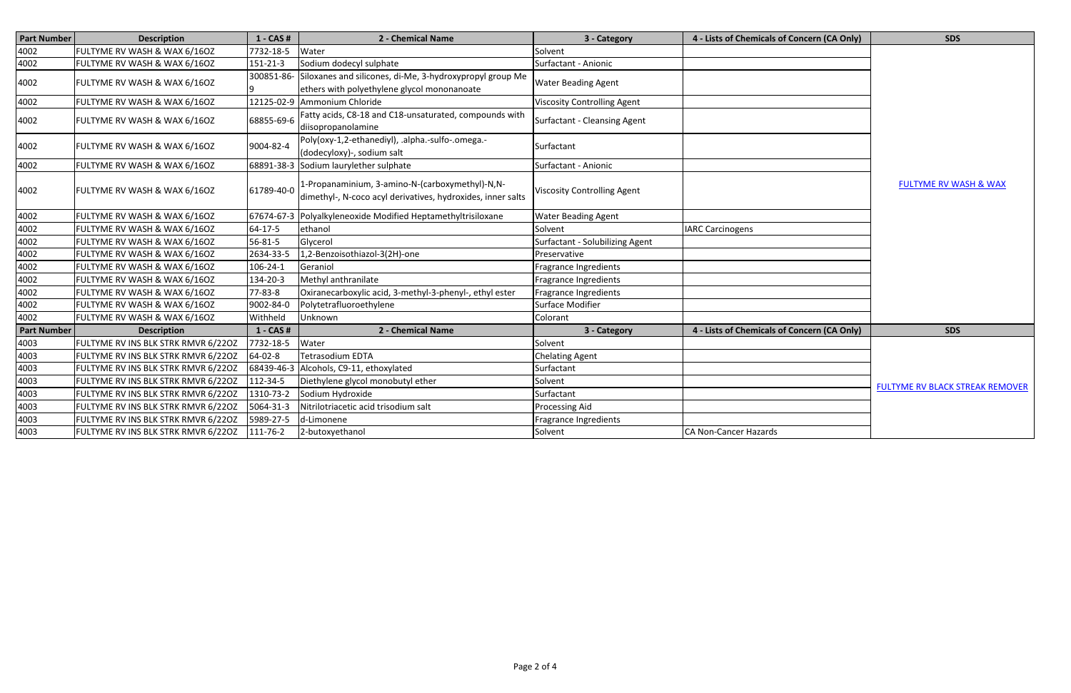| Part Number | Description | 1 - CAS # | 2 - Chemical Name | 3 - Category | 4 - Lists of Chemicals of Concern (CA Only) | SDS |
|---|---|---|---|---|---|---|
| 4002 | FULTYME RV WASH & WAX 6/16OZ | 7732-18-5 | Water | Solvent | | FULTYME RV WASH & WAX |
| 4002 | FULTYME RV WASH & WAX 6/16OZ | 151-21-3 | Sodium dodecyl sulphate | Surfactant - Anionic | | |
| 4002 | FULTYME RV WASH & WAX 6/16OZ | 300851-86-9 | Siloxanes and silicones, di-Me, 3-hydroxypropyl group Me ethers with polyethylene glycol mononanoate | Water Beading Agent | | |
| 4002 | FULTYME RV WASH & WAX 6/16OZ | 12125-02-9 | Ammonium Chloride | Viscosity Controlling Agent | | |
| 4002 | FULTYME RV WASH & WAX 6/16OZ | 68855-69-6 | Fatty acids, C8-18 and C18-unsaturated, compounds with diisopropanolamine | Surfactant - Cleansing Agent | | |
| 4002 | FULTYME RV WASH & WAX 6/16OZ | 9004-82-4 | Poly(oxy-1,2-ethanediyl), .alpha.-sulfo-.omega.-(dodecyloxy)-, sodium salt | Surfactant | | |
| 4002 | FULTYME RV WASH & WAX 6/16OZ | 68891-38-3 | Sodium laurylether sulphate | Surfactant - Anionic | | |
| 4002 | FULTYME RV WASH & WAX 6/16OZ | 61789-40-0 | 1-Propanaminium, 3-amino-N-(carboxymethyl)-N,N-dimethyl-, N-coco acyl derivatives, hydroxides, inner salts | Viscosity Controlling Agent | | |
| 4002 | FULTYME RV WASH & WAX 6/16OZ | 67674-67-3 | Polyalkyleneoxide Modified Heptamethyltrisiloxane | Water Beading Agent | | |
| 4002 | FULTYME RV WASH & WAX 6/16OZ | 64-17-5 | ethanol | Solvent | IARC Carcinogens | |
| 4002 | FULTYME RV WASH & WAX 6/16OZ | 56-81-5 | Glycerol | Surfactant - Solubilizing Agent | | |
| 4002 | FULTYME RV WASH & WAX 6/16OZ | 2634-33-5 | 1,2-Benzoisothiazol-3(2H)-one | Preservative | | |
| 4002 | FULTYME RV WASH & WAX 6/16OZ | 106-24-1 | Geraniol | Fragrance Ingredients | | |
| 4002 | FULTYME RV WASH & WAX 6/16OZ | 134-20-3 | Methyl anthranilate | Fragrance Ingredients | | |
| 4002 | FULTYME RV WASH & WAX 6/16OZ | 77-83-8 | Oxiranecarboxylic acid, 3-methyl-3-phenyl-, ethyl ester | Fragrance Ingredients | | |
| 4002 | FULTYME RV WASH & WAX 6/16OZ | 9002-84-0 | Polytetrafluoroethylene | Surface Modifier | | |
| 4002 | FULTYME RV WASH & WAX 6/16OZ | Withheld | Unknown | Colorant | | |
| **Part Number** | **Description** | **1 - CAS #** | **2 - Chemical Name** | **3 - Category** | **4 - Lists of Chemicals of Concern (CA Only)** | **SDS** |
| 4003 | FULTYME RV INS BLK STRK RMVR 6/22OZ | 7732-18-5 | Water | Solvent | | FULTYME RV BLACK STREAK REMOVER |
| 4003 | FULTYME RV INS BLK STRK RMVR 6/22OZ | 64-02-8 | Tetrasodium EDTA | Chelating Agent | | |
| 4003 | FULTYME RV INS BLK STRK RMVR 6/22OZ | 68439-46-3 | Alcohols, C9-11, ethoxylated | Surfactant | | |
| 4003 | FULTYME RV INS BLK STRK RMVR 6/22OZ | 112-34-5 | Diethylene glycol monobutyl ether | Solvent | | |
| 4003 | FULTYME RV INS BLK STRK RMVR 6/22OZ | 1310-73-2 | Sodium Hydroxide | Surfactant | | |
| 4003 | FULTYME RV INS BLK STRK RMVR 6/22OZ | 5064-31-3 | Nitrilotriacetic acid trisodium salt | Processing Aid | | |
| 4003 | FULTYME RV INS BLK STRK RMVR 6/22OZ | 5989-27-5 | d-Limonene | Fragrance Ingredients | | |
| 4003 | FULTYME RV INS BLK STRK RMVR 6/22OZ | 111-76-2 | 2-butoxyethanol | Solvent | CA Non-Cancer Hazards | |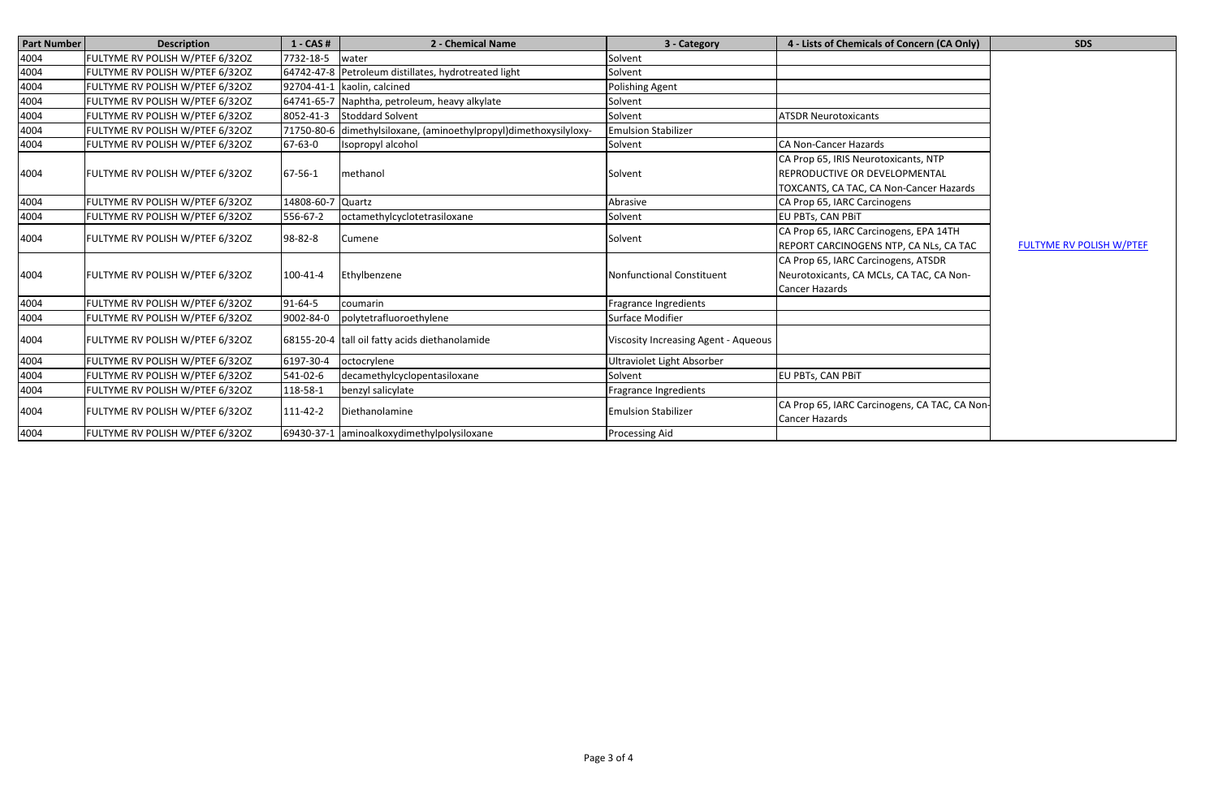| Part Number | Description | 1 - CAS # | 2 - Chemical Name | 3 - Category | 4 - Lists of Chemicals of Concern (CA Only) | SDS |
|---|---|---|---|---|---|---|
| 4004 | FULTYME RV POLISH W/PTEF 6/32OZ | 7732-18-5 | water | Solvent | | |
| 4004 | FULTYME RV POLISH W/PTEF 6/32OZ | 64742-47-8 | Petroleum distillates, hydrotreated light | Solvent | | |
| 4004 | FULTYME RV POLISH W/PTEF 6/32OZ | 92704-41-1 | kaolin, calcined | Polishing Agent | | |
| 4004 | FULTYME RV POLISH W/PTEF 6/32OZ | 64741-65-7 | Naphtha, petroleum, heavy alkylate | Solvent | | |
| 4004 | FULTYME RV POLISH W/PTEF 6/32OZ | 8052-41-3 | Stoddard Solvent | Solvent | ATSDR Neurotoxicants | |
| 4004 | FULTYME RV POLISH W/PTEF 6/32OZ | 71750-80-6 | dimethylsiloxane, (aminoethylpropyl)dimethoxysilyloxy- | Emulsion Stabilizer | | |
| 4004 | FULTYME RV POLISH W/PTEF 6/32OZ | 67-63-0 | Isopropyl alcohol | Solvent | CA Non-Cancer Hazards | |
| 4004 | FULTYME RV POLISH W/PTEF 6/32OZ | 67-56-1 | methanol | Solvent | CA Prop 65, IRIS Neurotoxicants, NTP REPRODUCTIVE OR DEVELOPMENTAL TOXCANTS, CA TAC, CA Non-Cancer Hazards | |
| 4004 | FULTYME RV POLISH W/PTEF 6/32OZ | 14808-60-7 | Quartz | Abrasive | CA Prop 65, IARC Carcinogens | |
| 4004 | FULTYME RV POLISH W/PTEF 6/32OZ | 556-67-2 | octamethylcyclotetrasiloxane | Solvent | EU PBTs, CAN PBiT | |
| 4004 | FULTYME RV POLISH W/PTEF 6/32OZ | 98-82-8 | Cumene | Solvent | CA Prop 65, IARC Carcinogens, EPA 14TH REPORT CARCINOGENS NTP, CA NLs, CA TAC | FULTYME RV POLISH W/PTEF |
| 4004 | FULTYME RV POLISH W/PTEF 6/32OZ | 100-41-4 | Ethylbenzene | Nonfunctional Constituent | CA Prop 65, IARC Carcinogens, ATSDR Neurotoxicants, CA MCLs, CA TAC, CA Non-Cancer Hazards | |
| 4004 | FULTYME RV POLISH W/PTEF 6/32OZ | 91-64-5 | coumarin | Fragrance Ingredients | | |
| 4004 | FULTYME RV POLISH W/PTEF 6/32OZ | 9002-84-0 | polytetrafluoroethylene | Surface Modifier | | |
| 4004 | FULTYME RV POLISH W/PTEF 6/32OZ | 68155-20-4 | tall oil fatty acids diethanolamide | Viscosity Increasing Agent - Aqueous | | |
| 4004 | FULTYME RV POLISH W/PTEF 6/32OZ | 6197-30-4 | octocrylene | Ultraviolet Light Absorber | | |
| 4004 | FULTYME RV POLISH W/PTEF 6/32OZ | 541-02-6 | decamethylcyclopentasiloxane | Solvent | EU PBTs, CAN PBiT | |
| 4004 | FULTYME RV POLISH W/PTEF 6/32OZ | 118-58-1 | benzyl salicylate | Fragrance Ingredients | | |
| 4004 | FULTYME RV POLISH W/PTEF 6/32OZ | 111-42-2 | Diethanolamine | Emulsion Stabilizer | CA Prop 65, IARC Carcinogens, CA TAC, CA Non-Cancer Hazards | |
| 4004 | FULTYME RV POLISH W/PTEF 6/32OZ | 69430-37-1 | aminoalkoxydimethylpolysiloxane | Processing Aid | | |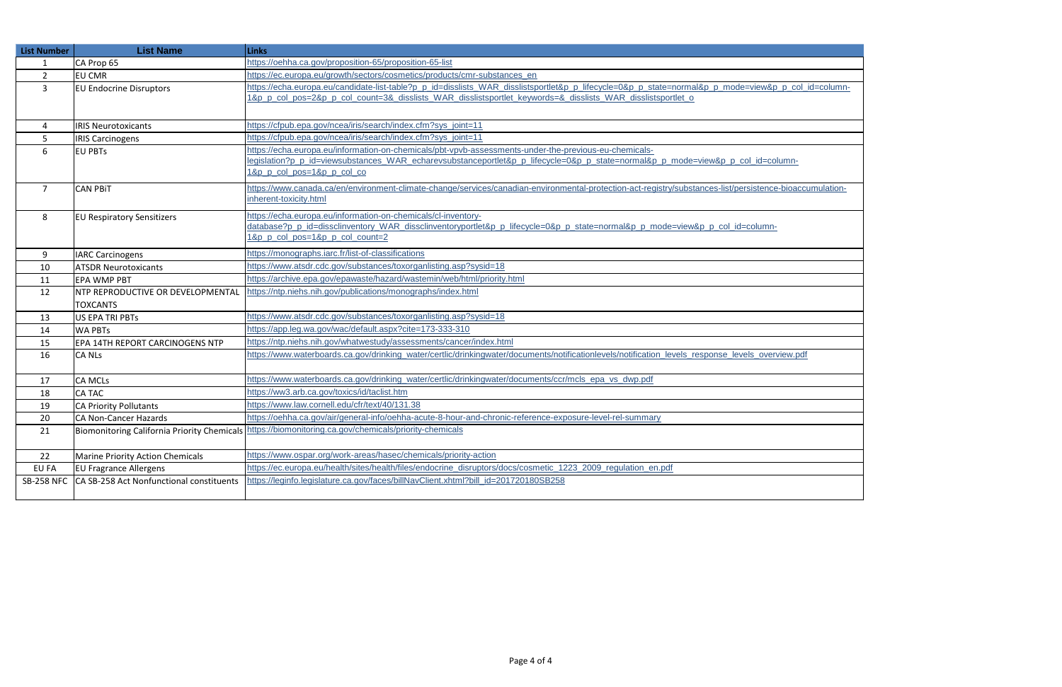| List Number | List Name | Links |
| --- | --- | --- |
| 1 | CA Prop 65 | https://oehha.ca.gov/proposition-65/proposition-65-list |
| 2 | EU CMR | https://ec.europa.eu/growth/sectors/cosmetics/products/cmr-substances_en |
| 3 | EU Endocrine Disruptors | https://echa.europa.eu/candidate-list-table?p_p_id=disslists_WAR_disslistsportlet&p_p_lifecycle=0&p_p_state=normal&p_p_mode=view&p_p_col_id=column-1&p_p_col_pos=2&p_p_col_count=3&_disslists_WAR_disslistsportlet_keywords=&_disslists_WAR_disslistsportlet_o |
| 4 | IRIS Neurotoxicants | https://cfpub.epa.gov/ncea/iris/search/index.cfm?sys_joint=11 |
| 5 | IRIS Carcinogens | https://cfpub.epa.gov/ncea/iris/search/index.cfm?sys_joint=11 |
| 6 | EU PBTs | https://echa.europa.eu/information-on-chemicals/pbt-vpvb-assessments-under-the-previous-eu-chemicals-legislation?p_p_id=viewsubstances_WAR_echarevsubstanceportlet&p_p_lifecycle=0&p_p_state=normal&p_p_mode=view&p_p_col_id=column-1&p_p_col_pos=1&p_p_col_co |
| 7 | CAN PBiT | https://www.canada.ca/en/environment-climate-change/services/canadian-environmental-protection-act-registry/substances-list/persistence-bioaccumulation-inherent-toxicity.html |
| 8 | EU Respiratory Sensitizers | https://echa.europa.eu/information-on-chemicals/cl-inventory-database?p_p_id=dissclinventory_WAR_dissclinventoryportlet&p_p_lifecycle=0&p_p_state=normal&p_p_mode=view&p_p_col_id=column-1&p_p_col_pos=1&p_p_col_count=2 |
| 9 | IARC Carcinogens | https://monographs.iarc.fr/list-of-classifications |
| 10 | ATSDR Neurotoxicants | https://www.atsdr.cdc.gov/substances/toxorganlisting.asp?sysid=18 |
| 11 | EPA WMP PBT | https://archive.epa.gov/epawaste/hazard/wastemin/web/html/priority.html |
| 12 | NTP REPRODUCTIVE OR DEVELOPMENTAL TOXCANTS | https://ntp.niehs.nih.gov/publications/monographs/index.html |
| 13 | US EPA TRI PBTs | https://www.atsdr.cdc.gov/substances/toxorganlisting.asp?sysid=18 |
| 14 | WA PBTs | https://app.leg.wa.gov/wac/default.aspx?cite=173-333-310 |
| 15 | EPA 14TH REPORT CARCINOGENS NTP | https://ntp.niehs.nih.gov/whatwestudy/assessments/cancer/index.html |
| 16 | CA NLs | https://www.waterboards.ca.gov/drinking_water/certlic/drinkingwater/documents/notificationlevels/notification_levels_response_levels_overview.pdf |
| 17 | CA MCLs | https://www.waterboards.ca.gov/drinking_water/certlic/drinkingwater/documents/ccr/mcls_epa_vs_dwp.pdf |
| 18 | CA TAC | https://ww3.arb.ca.gov/toxics/id/taclist.htm |
| 19 | CA Priority Pollutants | https://www.law.cornell.edu/cfr/text/40/131.38 |
| 20 | CA Non-Cancer Hazards | https://oehha.ca.gov/air/general-info/oehha-acute-8-hour-and-chronic-reference-exposure-level-rel-summary |
| 21 | Biomonitoring California Priority Chemicals | https://biomonitoring.ca.gov/chemicals/priority-chemicals |
| 22 | Marine Priority Action Chemicals | https://www.ospar.org/work-areas/hasec/chemicals/priority-action |
| EU FA | EU Fragrance Allergens | https://ec.europa.eu/health/sites/health/files/endocrine_disruptors/docs/cosmetic_1223_2009_regulation_en.pdf |
| SB-258 NFC | CA SB-258 Act Nonfunctional constituents | https://leginfo.legislature.ca.gov/faces/billNavClient.xhtml?bill_id=201720180SB258 |